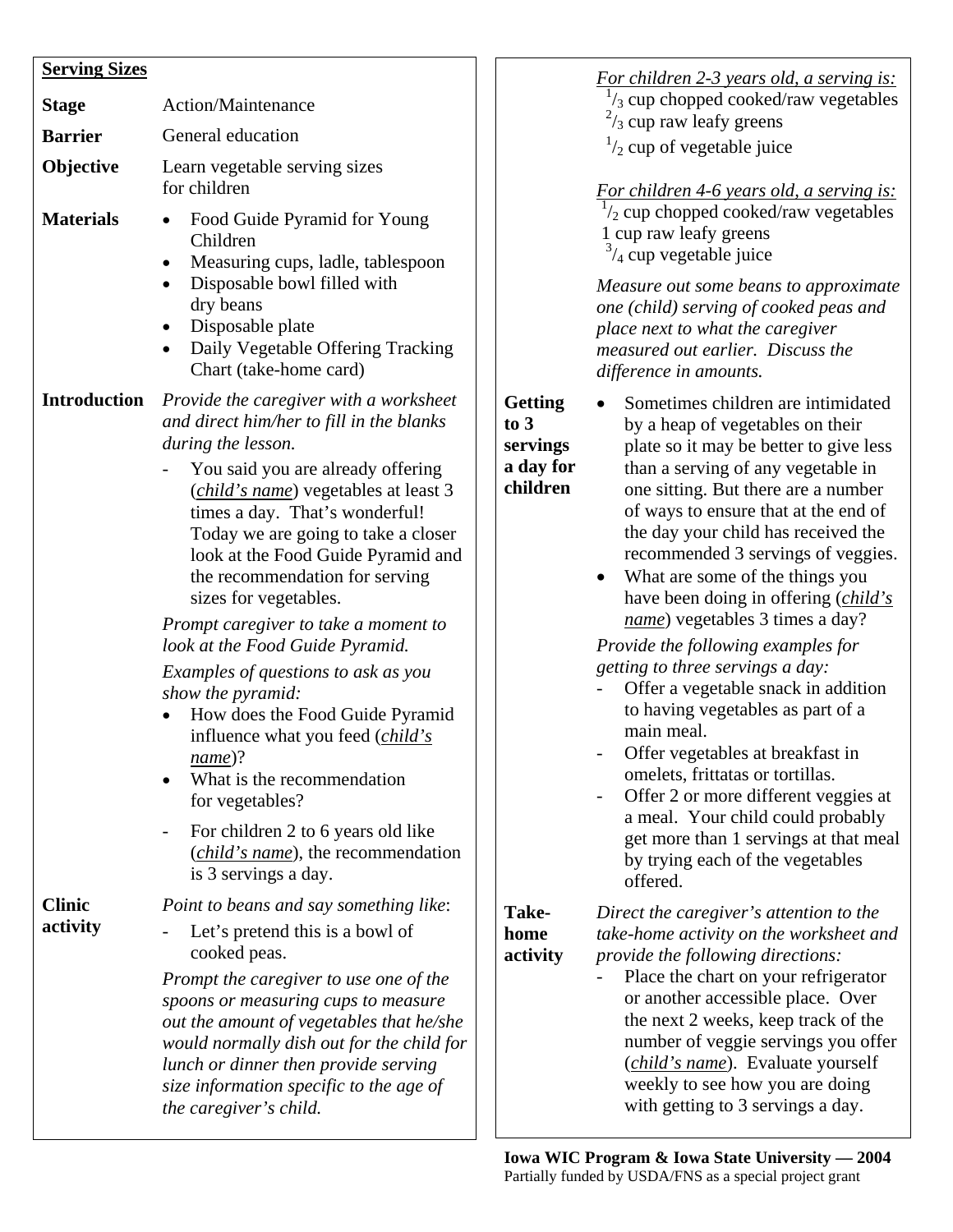## Serving Sizes

**Stage** Action/Maintenance

**Barrier** General education

**Objective** Learn vegetable serving sizes for children

**Materials**
- Food Guide Pyramid for Young Children
- Measuring cups, ladle, tablespoon
- Disposable bowl filled with dry beans
- Disposable plate
- Daily Vegetable Offering Tracking Chart (take-home card)

**Introduction**

*Provide the caregiver with a worksheet and direct him/her to fill in the blanks during the lesson.*

- You said you are already offering (*child's name*) vegetables at least 3 times a day. That's wonderful! Today we are going to take a closer look at the Food Guide Pyramid and the recommendation for serving sizes for vegetables.

*Prompt caregiver to take a moment to look at the Food Guide Pyramid.*

*Examples of questions to ask as you show the pyramid:*

- How does the Food Guide Pyramid influence what you feed (*child's name*)?
- What is the recommendation for vegetables?

- For children 2 to 6 years old like (*child's name*), the recommendation is 3 servings a day.

**Clinic activity**

*Point to beans and say something like*:

- Let's pretend this is a bowl of cooked peas.

*Prompt the caregiver to use one of the spoons or measuring cups to measure out the amount of vegetables that he/she would normally dish out for the child for lunch or dinner then provide serving size information specific to the age of the caregiver's child.*

*For children 2-3 years old, a serving is:*
$^{1}/_{3}$ cup chopped cooked/raw vegetables
$^{2}/_{3}$ cup raw leafy greens
$^{1}/_{2}$ cup of vegetable juice

*For children 4-6 years old, a serving is:*
$^{1}/_{2}$ cup chopped cooked/raw vegetables
1 cup raw leafy greens
$^{3}/_{4}$ cup vegetable juice

*Measure out some beans to approximate one (child) serving of cooked peas and place next to what the caregiver measured out earlier. Discuss the difference in amounts.*

**Getting to 3 servings a day for children**

- Sometimes children are intimidated by a heap of vegetables on their plate so it may be better to give less than a serving of any vegetable in one sitting. But there are a number of ways to ensure that at the end of the day your child has received the recommended 3 servings of veggies.
- What are some of the things you have been doing in offering (*child's name*) vegetables 3 times a day?

*Provide the following examples for getting to three servings a day:*

- Offer a vegetable snack in addition to having vegetables as part of a main meal.
- Offer vegetables at breakfast in omelets, frittatas or tortillas.
- Offer 2 or more different veggies at a meal. Your child could probably get more than 1 servings at that meal by trying each of the vegetables offered.

**Take-home activity**

*Direct the caregiver's attention to the take-home activity on the worksheet and provide the following directions:*

- Place the chart on your refrigerator or another accessible place. Over the next 2 weeks, keep track of the number of veggie servings you offer (*child's name*). Evaluate yourself weekly to see how you are doing with getting to 3 servings a day.

**Iowa WIC Program & Iowa State University — 2004**
Partially funded by USDA/FNS as a special project grant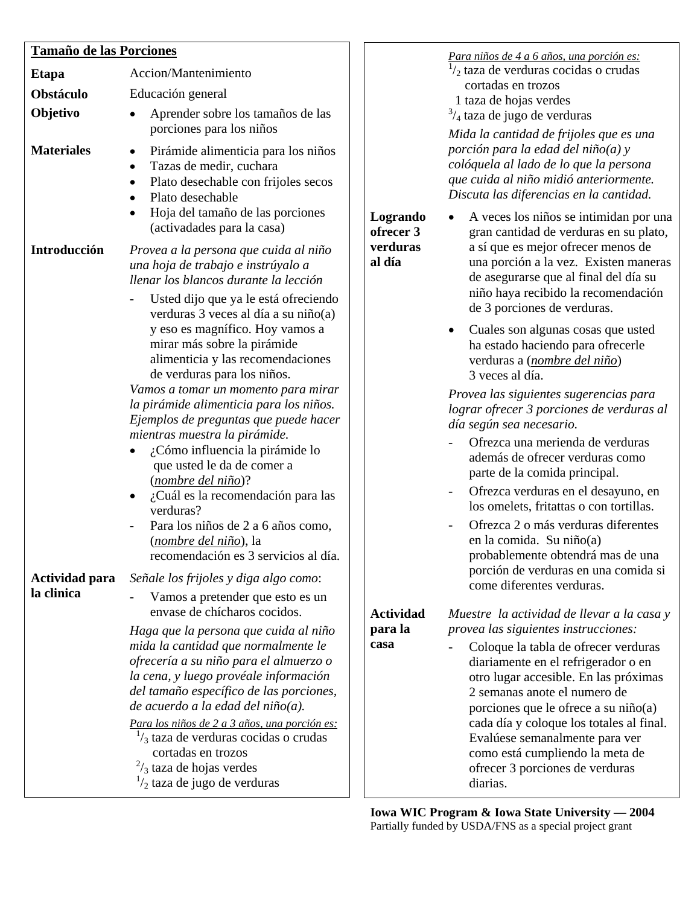## Tamaño de las Porciones

**Etapa** Accion/Mantenimiento

**Obstáculo** Educación general

**Objetivo**

- Aprender sobre los tamaños de las porciones para los niños

**Materiales**

- Pirámide alimenticia para los niños
- Tazas de medir, cuchara
- Plato desechable con frijoles secos
- Plato desechable
- Hoja del tamaño de las porciones (activadades para la casa)

**Introducción**

*Provea a la persona que cuida al niño una hoja de trabajo e instrúyalo a llenar los blancos durante la lección*

- Usted dijo que ya le está ofreciendo verduras 3 veces al día a su niño(a) y eso es magnífico. Hoy vamos a mirar más sobre la pirámide alimenticia y las recomendaciones de verduras para los niños.

*Vamos a tomar un momento para mirar la pirámide alimenticia para los niños. Ejemplos de preguntas que puede hacer mientras muestra la pirámide.*

- ¿Cómo influencia la pirámide lo que usted le da de comer a (*nombre del niño*)?
- ¿Cuál es la recomendación para las verduras?
- Para los niños de 2 a 6 años como, (*nombre del niño*), la recomendación es 3 servicios al día.

**Actividad para la clinica**

*Señale los frijoles y diga algo como*:

- Vamos a pretender que esto es un envase de chícharos cocidos.

*Haga que la persona que cuida al niño mida la cantidad que normalmente le ofrecería a su niño para el almuerzo o la cena, y luego provéale información del tamaño específico de las porciones, de acuerdo a la edad del niño(a).*

*Para los niños de 2 a 3 años, una porción es:*

$^{1}/_{3}$ taza de verduras cocidas o crudas cortadas en trozos
$^{2}/_{3}$ taza de hojas verdes
$^{1}/_{2}$ taza de jugo de verduras

*Para niños de 4 a 6 años, una porción es:*

$^{1}/_{2}$ taza de verduras cocidas o crudas cortadas en trozos
1 taza de hojas verdes
$^{3}/_{4}$ taza de jugo de verduras

*Mida la cantidad de frijoles que es una porción para la edad del niño(a) y colóquela al lado de lo que la persona que cuida al niño midió anteriormente. Discuta las diferencias en la cantidad.*

**Logrando ofrecer 3 verduras al día**

- A veces los niños se intimidan por una gran cantidad de verduras en su plato, a sí que es mejor ofrecer menos de una porción a la vez. Existen maneras de asegurarse que al final del día su niño haya recibido la recomendación de 3 porciones de verduras.
- Cuales son algunas cosas que usted ha estado haciendo para ofrecerle verduras a (*nombre del niño*) 3 veces al día.

*Provea las siguientes sugerencias para lograr ofrecer 3 porciones de verduras al día según sea necesario.*

- Ofrezca una merienda de verduras además de ofrecer verduras como parte de la comida principal.
- Ofrezca verduras en el desayuno, en los omelets, fritattas o con tortillas.
- Ofrezca 2 o más verduras diferentes en la comida. Su niño(a) probablemente obtendrá mas de una porción de verduras en una comida si come diferentes verduras.

**Actividad para la casa**

*Muestre la actividad de llevar a la casa y provea las siguientes instrucciones:*

- Coloque la tabla de ofrecer verduras diariamente en el refrigerador o en otro lugar accesible. En las próximas 2 semanas anote el numero de porciones que le ofrece a su niño(a) cada día y coloque los totales al final. Evalúese semanalmente para ver como está cumpliendo la meta de ofrecer 3 porciones de verduras diarias.

**Iowa WIC Program & Iowa State University — 2004**
Partially funded by USDA/FNS as a special project grant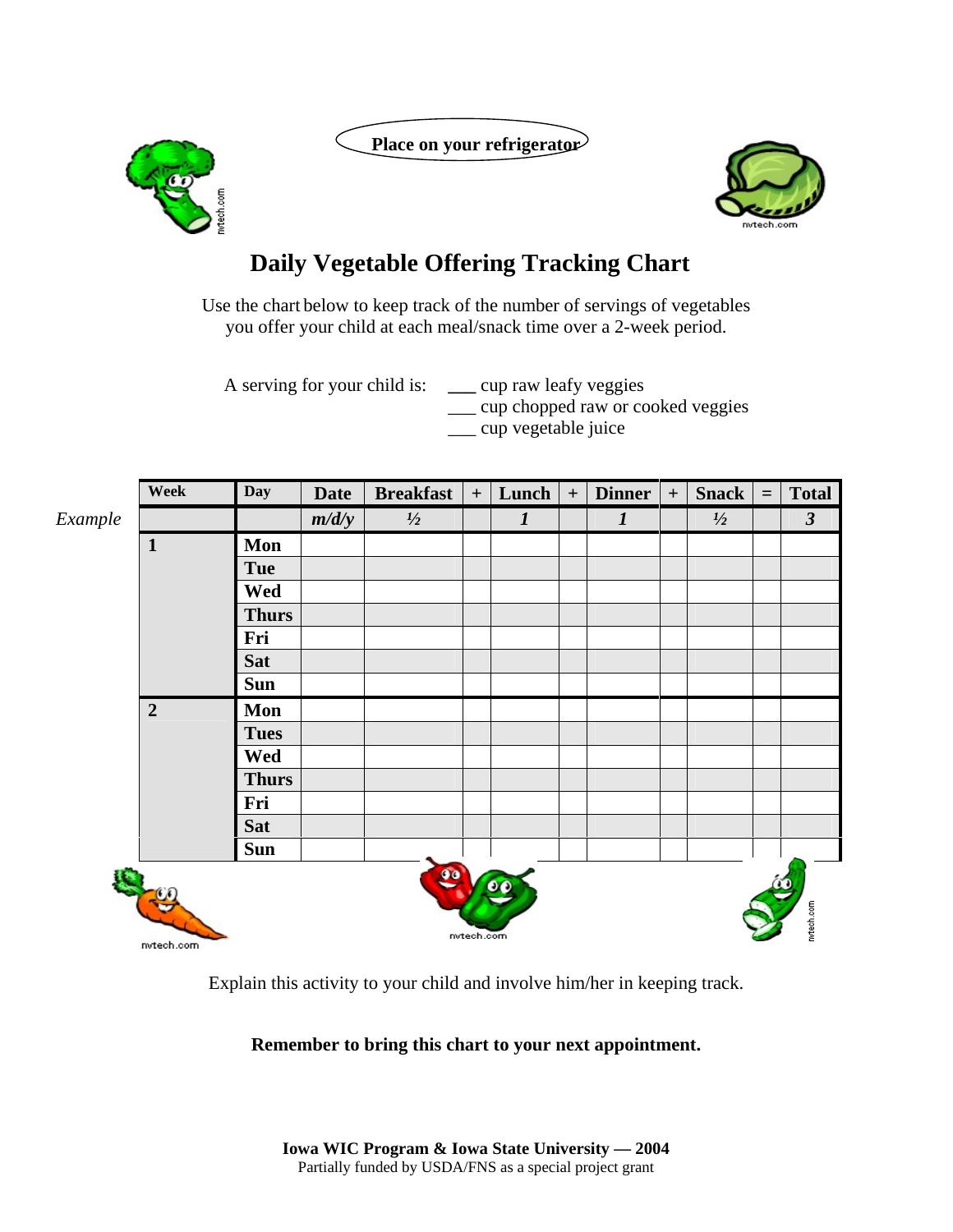**Place on your refrigerator**

# Daily Vegetable Offering Tracking Chart

Use the chart below to keep track of the number of servings of vegetables you offer your child at each meal/snack time over a 2-week period.

A serving for your child is: ___ cup raw leafy veggies
___ cup chopped raw or cooked veggies
___ cup vegetable juice

| | Week | Day | Date | Breakfast | + | Lunch | + | Dinner | + | Snack | = | Total |
|---|---|---|---|---|---|---|---|---|---|---|---|---|
| *Example* | | | *m/d/y* | *½* | | *1* | | *1* | | *½* | | *3* |
| | 1 | Mon | | | | | | | | | | |
| | | Tue | | | | | | | | | | |
| | | Wed | | | | | | | | | | |
| | | Thurs | | | | | | | | | | |
| | | Fri | | | | | | | | | | |
| | | Sat | | | | | | | | | | |
| | | Sun | | | | | | | | | | |
| | 2 | Mon | | | | | | | | | | |
| | | Tues | | | | | | | | | | |
| | | Wed | | | | | | | | | | |
| | | Thurs | | | | | | | | | | |
| | | Fri | | | | | | | | | | |
| | | Sat | | | | | | | | | | |
| | | Sun | | | | | | | | | | |

Explain this activity to your child and involve him/her in keeping track.

**Remember to bring this chart to your next appointment.**

**Iowa WIC Program & Iowa State University — 2004**
Partially funded by USDA/FNS as a special project grant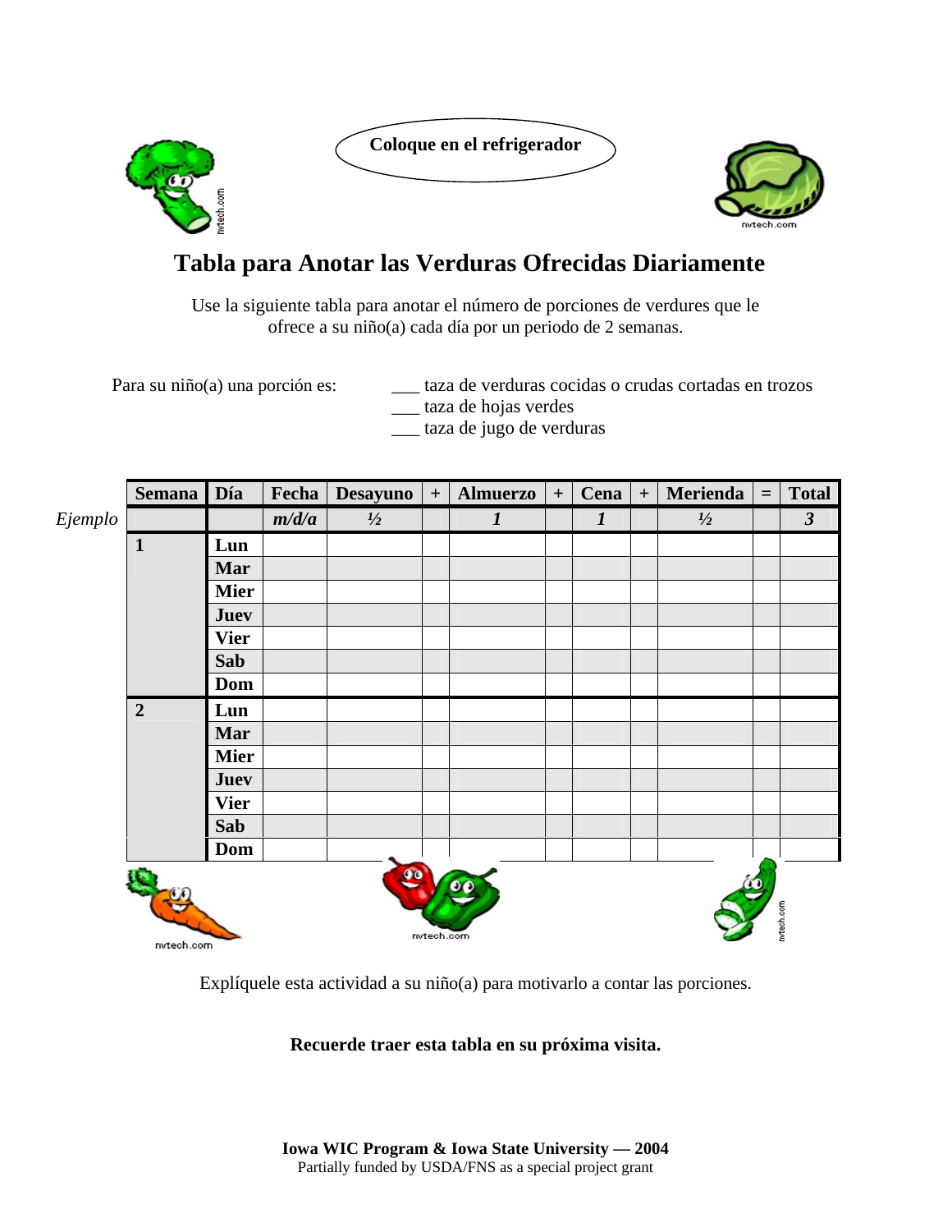Coloque en el refrigerador

# Tabla para Anotar las Verduras Ofrecidas Diariamente

Use la siguiente tabla para anotar el número de porciones de verdures que le ofrece a su niño(a) cada día por un periodo de 2 semanas.

Para su niño(a) una porción es:
- ___ taza de verduras cocidas o crudas cortadas en trozos
- ___ taza de hojas verdes
- ___ taza de jugo de verduras

| | Semana | Día | Fecha | Desayuno | + | Almuerzo | + | Cena | + | Merienda | = | Total |
|---|---|---|---|---|---|---|---|---|---|---|---|---|
| *Ejemplo* | | | ***m/d/a*** | ***½*** | | ***1*** | | ***1*** | | ***½*** | | ***3*** |
| | **1** | **Lun** | | | | | | | | | | |
| | | **Mar** | | | | | | | | | | |
| | | **Mier** | | | | | | | | | | |
| | | **Juev** | | | | | | | | | | |
| | | **Vier** | | | | | | | | | | |
| | | **Sab** | | | | | | | | | | |
| | | **Dom** | | | | | | | | | | |
| | **2** | **Lun** | | | | | | | | | | |
| | | **Mar** | | | | | | | | | | |
| | | **Mier** | | | | | | | | | | |
| | | **Juev** | | | | | | | | | | |
| | | **Vier** | | | | | | | | | | |
| | | **Sab** | | | | | | | | | | |
| | | **Dom** | | | | | | | | | | |

Explíquele esta actividad a su niño(a) para motivarlo a contar las porciones.

**Recuerde traer esta tabla en su próxima visita.**

**Iowa WIC Program & Iowa State University — 2004**
Partially funded by USDA/FNS as a special project grant